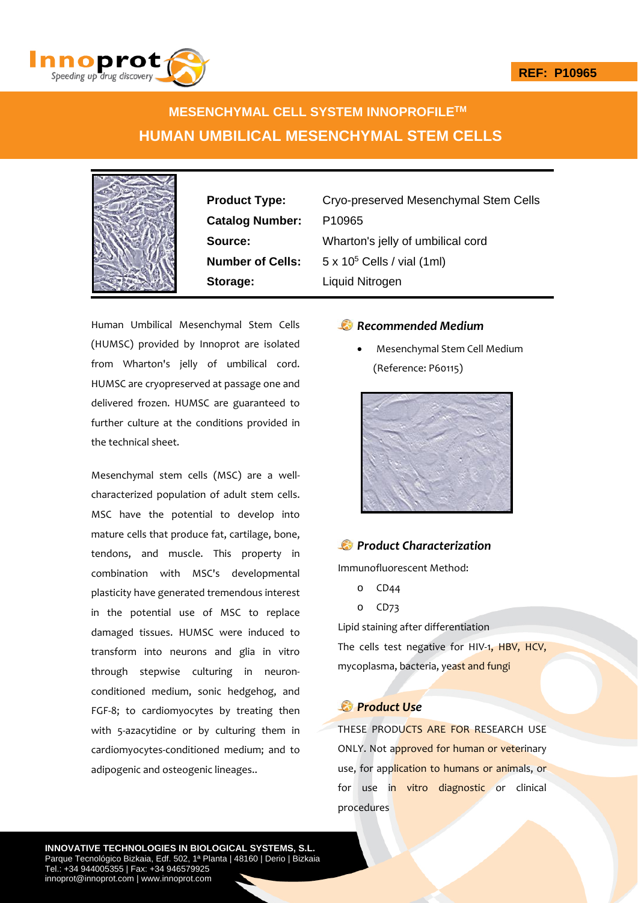REF: P10965

# MESENCHYMAL CELL SYSTEM INNOPROFILE™

# HUMAN UMBILICAL MESENCHYMAL STEM CELLS

| | |
|---|---|
| **Product Type:** | Cryo-preserved Mesenchymal Stem Cells |
| **Catalog Number:** | P10965 |
| **Source:** | Wharton's jelly of umbilical cord |
| **Number of Cells:** | $5 \times 10^5$ Cells / vial (1ml) |
| **Storage:** | Liquid Nitrogen |

Human Umbilical Mesenchymal Stem Cells (HUMSC) provided by Innoprot are isolated from Wharton's jelly of umbilical cord. HUMSC are cryopreserved at passage one and delivered frozen. HUMSC are guaranteed to further culture at the conditions provided in the technical sheet.

Mesenchymal stem cells (MSC) are a well-characterized population of adult stem cells. MSC have the potential to develop into mature cells that produce fat, cartilage, bone, tendons, and muscle. This property in combination with MSC's developmental plasticity have generated tremendous interest in the potential use of MSC to replace damaged tissues. HUMSC were induced to transform into neurons and glia in vitro through stepwise culturing in neuron-conditioned medium, sonic hedgehog, and FGF-8; to cardiomyocytes by treating then with 5-azacytidine or by culturing them in cardiomyocytes-conditioned medium; and to adipogenic and osteogenic lineages..

## *Recommended Medium*

- Mesenchymal Stem Cell Medium (Reference: P60115)

## *Product Characterization*

Immunofluorescent Method:

- CD44
- CD73

Lipid staining after differentiation

The cells test negative for HIV-1, HBV, HCV, mycoplasma, bacteria, yeast and fungi

## *Product Use*

THESE PRODUCTS ARE FOR RESEARCH USE ONLY. Not approved for human or veterinary use, for application to humans or animals, or for use in vitro diagnostic or clinical procedures

**INNOVATIVE TECHNOLOGIES IN BIOLOGICAL SYSTEMS, S.L.**
Parque Tecnológico Bizkaia, Edf. 502, 1ª Planta | 48160 | Derio | Bizkaia
Tel.: +34 944005355 | Fax: +34 946579925
innoprot@innoprot.com | www.innoprot.com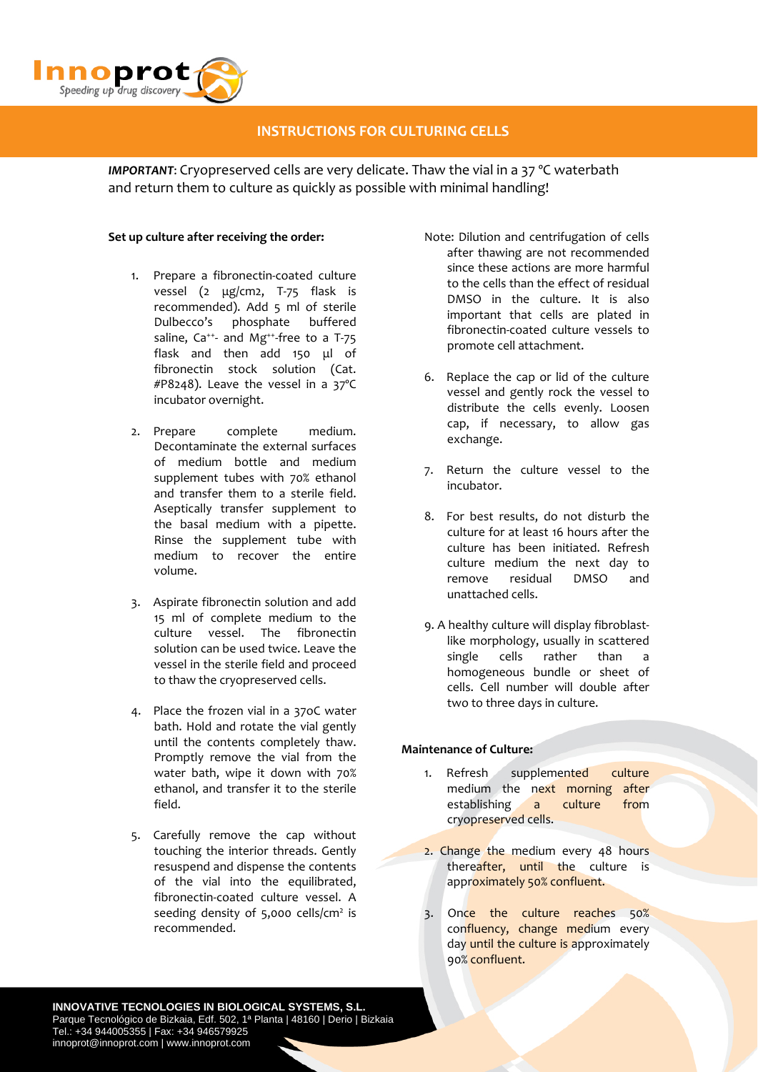## INSTRUCTIONS FOR CULTURING CELLS

***IMPORTANT***: Cryopreserved cells are very delicate. Thaw the vial in a 37 °C waterbath and return them to culture as quickly as possible with minimal handling!

**Set up culture after receiving the order:**

1. Prepare a fibronectin-coated culture vessel (2 μg/cm2, T-75 flask is recommended). Add 5 ml of sterile Dulbecco's phosphate buffered saline, $Ca^{++}$- and $Mg^{++}$-free to a T-75 flask and then add 150 μl of fibronectin stock solution (Cat. #P8248). Leave the vessel in a 37ºC incubator overnight.

2. Prepare complete medium. Decontaminate the external surfaces of medium bottle and medium supplement tubes with 70% ethanol and transfer them to a sterile field. Aseptically transfer supplement to the basal medium with a pipette. Rinse the supplement tube with medium to recover the entire volume.

3. Aspirate fibronectin solution and add 15 ml of complete medium to the culture vessel. The fibronectin solution can be used twice. Leave the vessel in the sterile field and proceed to thaw the cryopreserved cells.

4. Place the frozen vial in a 37oC water bath. Hold and rotate the vial gently until the contents completely thaw. Promptly remove the vial from the water bath, wipe it down with 70% ethanol, and transfer it to the sterile field.

5. Carefully remove the cap without touching the interior threads. Gently resuspend and dispense the contents of the vial into the equilibrated, fibronectin-coated culture vessel. A seeding density of 5,000 cells/$cm^2$ is recommended.

Note: Dilution and centrifugation of cells after thawing are not recommended since these actions are more harmful to the cells than the effect of residual DMSO in the culture. It is also important that cells are plated in fibronectin-coated culture vessels to promote cell attachment.

6. Replace the cap or lid of the culture vessel and gently rock the vessel to distribute the cells evenly. Loosen cap, if necessary, to allow gas exchange.

7. Return the culture vessel to the incubator.

8. For best results, do not disturb the culture for at least 16 hours after the culture has been initiated. Refresh culture medium the next day to remove residual DMSO and unattached cells.

9. A healthy culture will display fibroblast-like morphology, usually in scattered single cells rather than a homogeneous bundle or sheet of cells. Cell number will double after two to three days in culture.

**Maintenance of Culture:**

1. Refresh supplemented culture medium the next morning after establishing a culture from cryopreserved cells.

2. Change the medium every 48 hours thereafter, until the culture is approximately 50% confluent.

3. Once the culture reaches 50% confluency, change medium every day until the culture is approximately 90% confluent.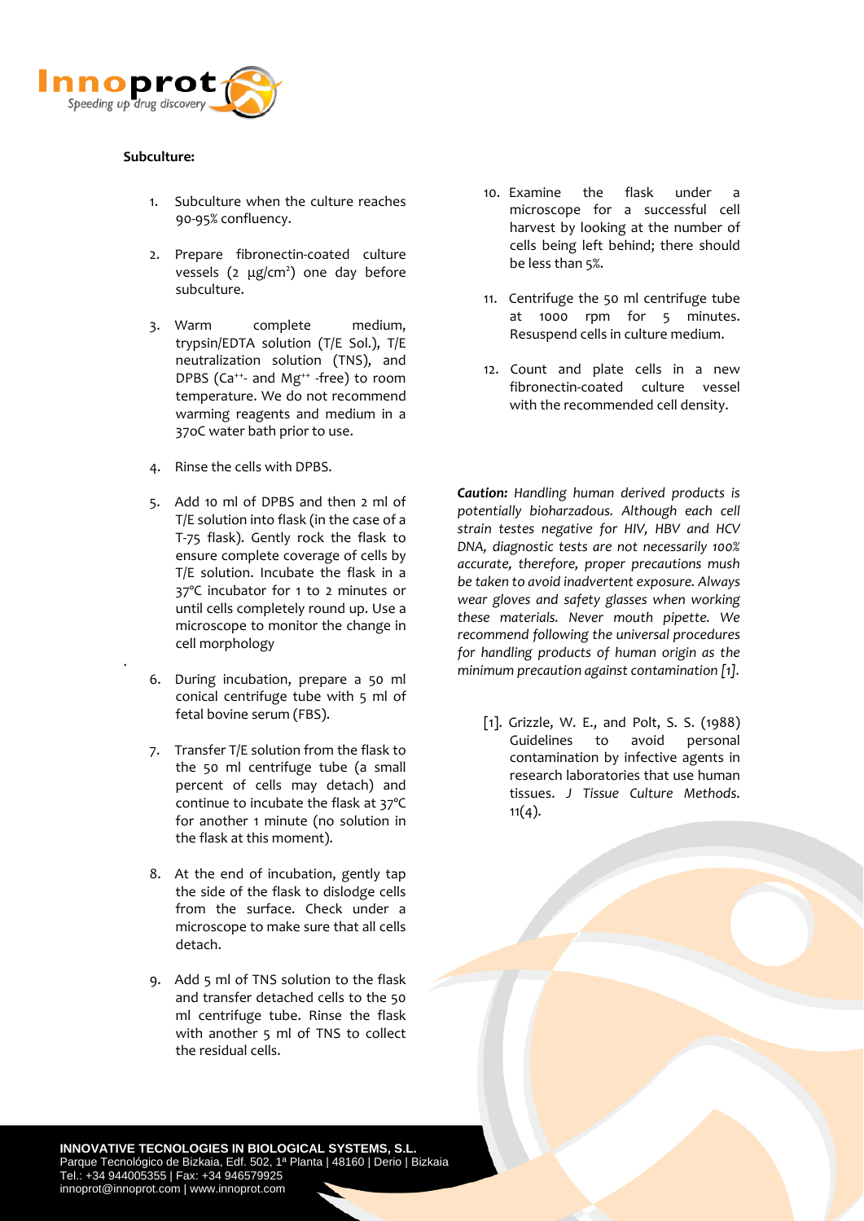**Subculture:**

1. Subculture when the culture reaches 90-95% confluency.

2. Prepare fibronectin-coated culture vessels (2 μg/cm$^2$) one day before subculture.

3. Warm complete medium, trypsin/EDTA solution (T/E Sol.), T/E neutralization solution (TNS), and DPBS ($Ca^{++}$- and $Mg^{++}$ -free) to room temperature. We do not recommend warming reagents and medium in a 37oC water bath prior to use.

4. Rinse the cells with DPBS.

5. Add 10 ml of DPBS and then 2 ml of T/E solution into flask (in the case of a T-75 flask). Gently rock the flask to ensure complete coverage of cells by T/E solution. Incubate the flask in a 37°C incubator for 1 to 2 minutes or until cells completely round up. Use a microscope to monitor the change in cell morphology

6. During incubation, prepare a 50 ml conical centrifuge tube with 5 ml of fetal bovine serum (FBS).

7. Transfer T/E solution from the flask to the 50 ml centrifuge tube (a small percent of cells may detach) and continue to incubate the flask at 37°C for another 1 minute (no solution in the flask at this moment).

8. At the end of incubation, gently tap the side of the flask to dislodge cells from the surface. Check under a microscope to make sure that all cells detach.

9. Add 5 ml of TNS solution to the flask and transfer detached cells to the 50 ml centrifuge tube. Rinse the flask with another 5 ml of TNS to collect the residual cells.

10. Examine the flask under a microscope for a successful cell harvest by looking at the number of cells being left behind; there should be less than 5%.

11. Centrifuge the 50 ml centrifuge tube at 1000 rpm for 5 minutes. Resuspend cells in culture medium.

12. Count and plate cells in a new fibronectin-coated culture vessel with the recommended cell density.

***Caution:*** *Handling human derived products is potentially bioharzadous. Although each cell strain testes negative for HIV, HBV and HCV DNA, diagnostic tests are not necessarly 100% accurate, therefore, proper precautions mush be taken to avoid inadvertent exposure. Always wear gloves and safety glasses when working these materials. Never mouth pipette. We recommend following the universal procedures for handling products of human origin as the minimum precaution against contamination [1].*

[1]. Grizzle, W. E., and Polt, S. S. (1988) Guidelines to avoid personal contamination by infective agents in research laboratories that use human tissues. *J Tissue Culture Methods.* 11(4).

**INNOVATIVE TECNOLOGIES IN BIOLOGICAL SYSTEMS, S.L.**
Parque Tecnológico de Bizkaia, Edf. 502, 1ª Planta | 48160 | Derio | Bizkaia
Tel.: +34 944005355 | Fax: +34 946579925
innoprot@innoprot.com | www.innoprot.com